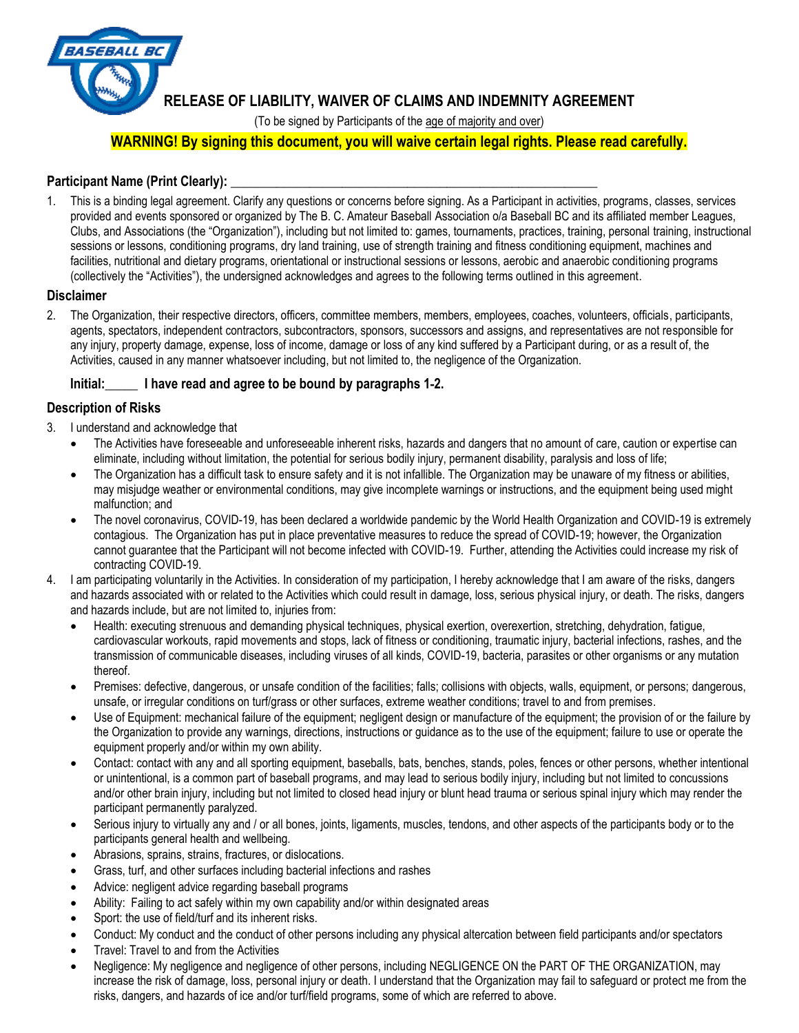# RELEASE OF LIABILITY, WAIVER OF CLAIMS AND INDEMNITY AGREEMENT

(To be signed by Participants of the age of majority and over)

**WARNING! By signing this document, you will waive certain legal rights. Please read carefully.**

**Participant Name (Print Clearly):** ___________________________________________________________

1. This is a binding legal agreement. Clarify any questions or concerns before signing. As a Participant in activities, programs, classes, services provided and events sponsored or organized by The B. C. Amateur Baseball Association o/a Baseball BC and its affiliated member Leagues, Clubs, and Associations (the "Organization"), including but not limited to: games, tournaments, practices, training, personal training, instructional sessions or lessons, conditioning programs, dry land training, use of strength training and fitness conditioning equipment, machines and facilities, nutritional and dietary programs, orientational or instructional sessions or lessons, aerobic and anaerobic conditioning programs (collectively the "Activities"), the undersigned acknowledges and agrees to the following terms outlined in this agreement.

## Disclaimer

2. The Organization, their respective directors, officers, committee members, members, employees, coaches, volunteers, officials, participants, agents, spectators, independent contractors, subcontractors, sponsors, successors and assigns, and representatives are not responsible for any injury, property damage, expense, loss of income, damage or loss of any kind suffered by a Participant during, or as a result of, the Activities, caused in any manner whatsoever including, but not limited to, the negligence of the Organization.

**Initial:_____ I have read and agree to be bound by paragraphs 1-2.**

## Description of Risks

3. I understand and acknowledge that
   - The Activities have foreseeable and unforeseeable inherent risks, hazards and dangers that no amount of care, caution or expertise can eliminate, including without limitation, the potential for serious bodily injury, permanent disability, paralysis and loss of life;
   - The Organization has a difficult task to ensure safety and it is not infallible. The Organization may be unaware of my fitness or abilities, may misjudge weather or environmental conditions, may give incomplete warnings or instructions, and the equipment being used might malfunction; and
   - The novel coronavirus, COVID-19, has been declared a worldwide pandemic by the World Health Organization and COVID-19 is extremely contagious. The Organization has put in place preventative measures to reduce the spread of COVID-19; however, the Organization cannot guarantee that the Participant will not become infected with COVID-19. Further, attending the Activities could increase my risk of contracting COVID-19.
4. I am participating voluntarily in the Activities. In consideration of my participation, I hereby acknowledge that I am aware of the risks, dangers and hazards associated with or related to the Activities which could result in damage, loss, serious physical injury, or death. The risks, dangers and hazards include, but are not limited to, injuries from:
   - Health: executing strenuous and demanding physical techniques, physical exertion, overexertion, stretching, dehydration, fatigue, cardiovascular workouts, rapid movements and stops, lack of fitness or conditioning, traumatic injury, bacterial infections, rashes, and the transmission of communicable diseases, including viruses of all kinds, COVID-19, bacteria, parasites or other organisms or any mutation thereof.
   - Premises: defective, dangerous, or unsafe condition of the facilities; falls; collisions with objects, walls, equipment, or persons; dangerous, unsafe, or irregular conditions on turf/grass or other surfaces, extreme weather conditions; travel to and from premises.
   - Use of Equipment: mechanical failure of the equipment; negligent design or manufacture of the equipment; the provision of or the failure by the Organization to provide any warnings, directions, instructions or guidance as to the use of the equipment; failure to use or operate the equipment properly and/or within my own ability.
   - Contact: contact with any and all sporting equipment, baseballs, bats, benches, stands, poles, fences or other persons, whether intentional or unintentional, is a common part of baseball programs, and may lead to serious bodily injury, including but not limited to concussions and/or other brain injury, including but not limited to closed head injury or blunt head trauma or serious spinal injury which may render the participant permanently paralyzed.
   - Serious injury to virtually any and / or all bones, joints, ligaments, muscles, tendons, and other aspects of the participants body or to the participants general health and wellbeing.
   - Abrasions, sprains, strains, fractures, or dislocations.
   - Grass, turf, and other surfaces including bacterial infections and rashes
   - Advice: negligent advice regarding baseball programs
   - Ability: Failing to act safely within my own capability and/or within designated areas
   - Sport: the use of field/turf and its inherent risks.
   - Conduct: My conduct and the conduct of other persons including any physical altercation between field participants and/or spectators
   - Travel: Travel to and from the Activities
   - Negligence: My negligence and negligence of other persons, including NEGLIGENCE ON the PART OF THE ORGANIZATION, may increase the risk of damage, loss, personal injury or death. I understand that the Organization may fail to safeguard or protect me from the risks, dangers, and hazards of ice and/or turf/field programs, some of which are referred to above.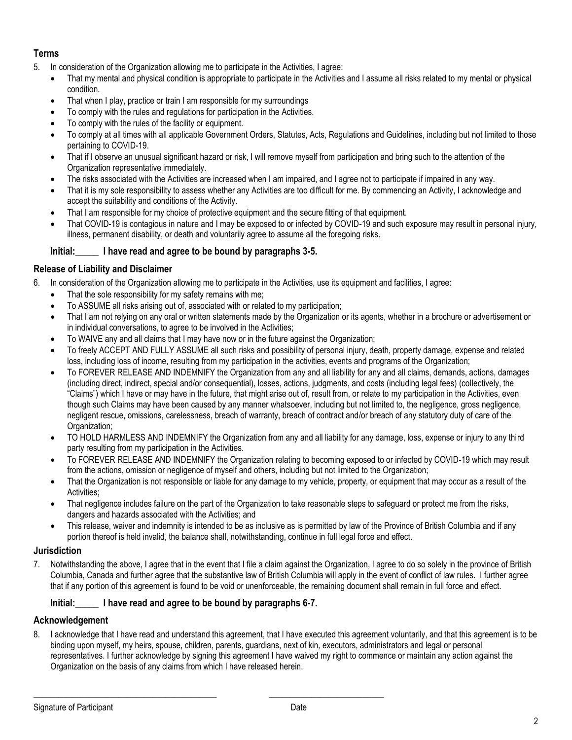## Terms

5. In consideration of the Organization allowing me to participate in the Activities, I agree:
   - That my mental and physical condition is appropriate to participate in the Activities and I assume all risks related to my mental or physical condition.
   - That when I play, practice or train I am responsible for my surroundings
   - To comply with the rules and regulations for participation in the Activities.
   - To comply with the rules of the facility or equipment.
   - To comply at all times with all applicable Government Orders, Statutes, Acts, Regulations and Guidelines, including but not limited to those pertaining to COVID-19.
   - That if I observe an unusual significant hazard or risk, I will remove myself from participation and bring such to the attention of the Organization representative immediately.
   - The risks associated with the Activities are increased when I am impaired, and I agree not to participate if impaired in any way.
   - That it is my sole responsibility to assess whether any Activities are too difficult for me. By commencing an Activity, I acknowledge and accept the suitability and conditions of the Activity.
   - That I am responsible for my choice of protective equipment and the secure fitting of that equipment.
   - That COVID-19 is contagious in nature and I may be exposed to or infected by COVID-19 and such exposure may result in personal injury, illness, permanent disability, or death and voluntarily agree to assume all the foregoing risks.

**Initial:_____ I have read and agree to be bound by paragraphs 3-5.**

## Release of Liability and Disclaimer

6. In consideration of the Organization allowing me to participate in the Activities, use its equipment and facilities, I agree:
   - That the sole responsibility for my safety remains with me;
   - To ASSUME all risks arising out of, associated with or related to my participation;
   - That I am not relying on any oral or written statements made by the Organization or its agents, whether in a brochure or advertisement or in individual conversations, to agree to be involved in the Activities;
   - To WAIVE any and all claims that I may have now or in the future against the Organization;
   - To freely ACCEPT AND FULLY ASSUME all such risks and possibility of personal injury, death, property damage, expense and related loss, including loss of income, resulting from my participation in the activities, events and programs of the Organization;
   - To FOREVER RELEASE AND INDEMNIFY the Organization from any and all liability for any and all claims, demands, actions, damages (including direct, indirect, special and/or consequential), losses, actions, judgments, and costs (including legal fees) (collectively, the "Claims") which I have or may have in the future, that might arise out of, result from, or relate to my participation in the Activities, even though such Claims may have been caused by any manner whatsoever, including but not limited to, the negligence, gross negligence, negligent rescue, omissions, carelessness, breach of warranty, breach of contract and/or breach of any statutory duty of care of the Organization;
   - TO HOLD HARMLESS AND INDEMNIFY the Organization from any and all liability for any damage, loss, expense or injury to any third party resulting from my participation in the Activities.
   - To FOREVER RELEASE AND INDEMNIFY the Organization relating to becoming exposed to or infected by COVID-19 which may result from the actions, omission or negligence of myself and others, including but not limited to the Organization;
   - That the Organization is not responsible or liable for any damage to my vehicle, property, or equipment that may occur as a result of the Activities;
   - That negligence includes failure on the part of the Organization to take reasonable steps to safeguard or protect me from the risks, dangers and hazards associated with the Activities; and
   - This release, waiver and indemnity is intended to be as inclusive as is permitted by law of the Province of British Columbia and if any portion thereof is held invalid, the balance shall, notwithstanding, continue in full legal force and effect.

## Jurisdiction

7. Notwithstanding the above, I agree that in the event that I file a claim against the Organization, I agree to do so solely in the province of British Columbia, Canada and further agree that the substantive law of British Columbia will apply in the event of conflict of law rules. I further agree that if any portion of this agreement is found to be void or unenforceable, the remaining document shall remain in full force and effect.

**Initial:_____ I have read and agree to be bound by paragraphs 6-7.**

## Acknowledgement

8. I acknowledge that I have read and understand this agreement, that I have executed this agreement voluntarily, and that this agreement is to be binding upon myself, my heirs, spouse, children, parents, guardians, next of kin, executors, administrators and legal or personal representatives. I further acknowledge by signing this agreement I have waived my right to commence or maintain any action against the Organization on the basis of any claims from which I have released herein.

_________________________________________ ___________________________

Signature of Participant Date